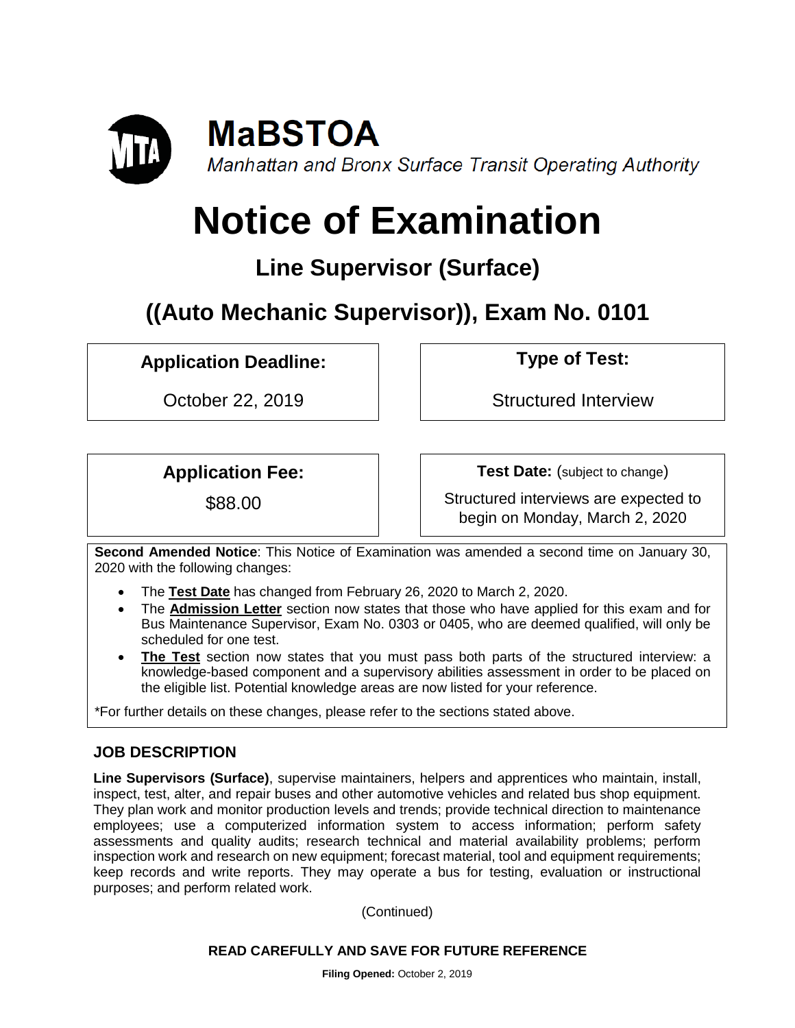# MaBSTOA

*Manhattan and Bronx Surface Transit Operating Authority*

# Notice of Examination

## Line Supervisor (Surface)

## ((Auto Mechanic Supervisor)), Exam No. 0101

| Application Deadline: | Type of Test: |
|---|---|
| October 22, 2019 | Structured Interview |

| Application Fee: | Test Date: (subject to change) |
|---|---|
| $88.00 | Structured interviews are expected to begin on Monday, March 2, 2020 |

**Second Amended Notice**: This Notice of Examination was amended a second time on January 30, 2020 with the following changes:

- The **Test Date** has changed from February 26, 2020 to March 2, 2020.
- The **Admission Letter** section now states that those who have applied for this exam and for Bus Maintenance Supervisor, Exam No. 0303 or 0405, who are deemed qualified, will only be scheduled for one test.
- **The Test** section now states that you must pass both parts of the structured interview: a knowledge-based component and a supervisory abilities assessment in order to be placed on the eligible list. Potential knowledge areas are now listed for your reference.

*For further details on these changes, please refer to the sections stated above.

### JOB DESCRIPTION

**Line Supervisors (Surface)**, supervise maintainers, helpers and apprentices who maintain, install, inspect, test, alter, and repair buses and other automotive vehicles and related bus shop equipment. They plan work and monitor production levels and trends; provide technical direction to maintenance employees; use a computerized information system to access information; perform safety assessments and quality audits; research technical and material availability problems; perform inspection work and research on new equipment; forecast material, tool and equipment requirements; keep records and write reports. They may operate a bus for testing, evaluation or instructional purposes; and perform related work.

(Continued)

**READ CAREFULLY AND SAVE FOR FUTURE REFERENCE**

**Filing Opened:** October 2, 2019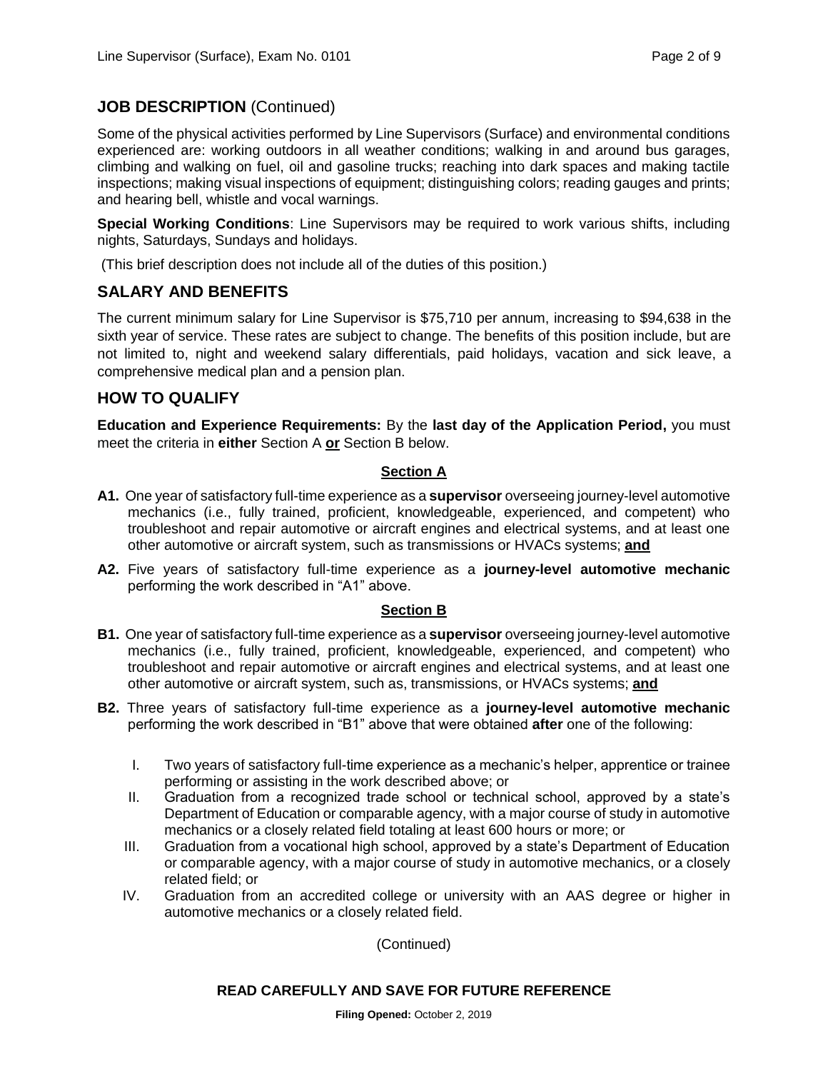## JOB DESCRIPTION (Continued)

Some of the physical activities performed by Line Supervisors (Surface) and environmental conditions experienced are: working outdoors in all weather conditions; walking in and around bus garages, climbing and walking on fuel, oil and gasoline trucks; reaching into dark spaces and making tactile inspections; making visual inspections of equipment; distinguishing colors; reading gauges and prints; and hearing bell, whistle and vocal warnings.

**Special Working Conditions**: Line Supervisors may be required to work various shifts, including nights, Saturdays, Sundays and holidays.

(This brief description does not include all of the duties of this position.)

## SALARY AND BENEFITS

The current minimum salary for Line Supervisor is $75,710 per annum, increasing to $94,638 in the sixth year of service. These rates are subject to change. The benefits of this position include, but are not limited to, night and weekend salary differentials, paid holidays, vacation and sick leave, a comprehensive medical plan and a pension plan.

## HOW TO QUALIFY

**Education and Experience Requirements:** By the **last day of the Application Period,** you must meet the criteria in **either** Section A **or** Section B below.

**Section A**

**A1.** One year of satisfactory full-time experience as a **supervisor** overseeing journey-level automotive mechanics (i.e., fully trained, proficient, knowledgeable, experienced, and competent) who troubleshoot and repair automotive or aircraft engines and electrical systems, and at least one other automotive or aircraft system, such as transmissions or HVACs systems; **and**

**A2.** Five years of satisfactory full-time experience as a **journey-level automotive mechanic** performing the work described in "A1" above.

**Section B**

**B1.** One year of satisfactory full-time experience as a **supervisor** overseeing journey-level automotive mechanics (i.e., fully trained, proficient, knowledgeable, experienced, and competent) who troubleshoot and repair automotive or aircraft engines and electrical systems, and at least one other automotive or aircraft system, such as, transmissions, or HVACs systems; **and**

**B2.** Three years of satisfactory full-time experience as a **journey-level automotive mechanic** performing the work described in "B1" above that were obtained **after** one of the following:

I. Two years of satisfactory full-time experience as a mechanic's helper, apprentice or trainee performing or assisting in the work described above; or

II. Graduation from a recognized trade school or technical school, approved by a state's Department of Education or comparable agency, with a major course of study in automotive mechanics or a closely related field totaling at least 600 hours or more; or

III. Graduation from a vocational high school, approved by a state's Department of Education or comparable agency, with a major course of study in automotive mechanics, or a closely related field; or

IV. Graduation from an accredited college or university with an AAS degree or higher in automotive mechanics or a closely related field.

(Continued)

**READ CAREFULLY AND SAVE FOR FUTURE REFERENCE**

**Filing Opened:** October 2, 2019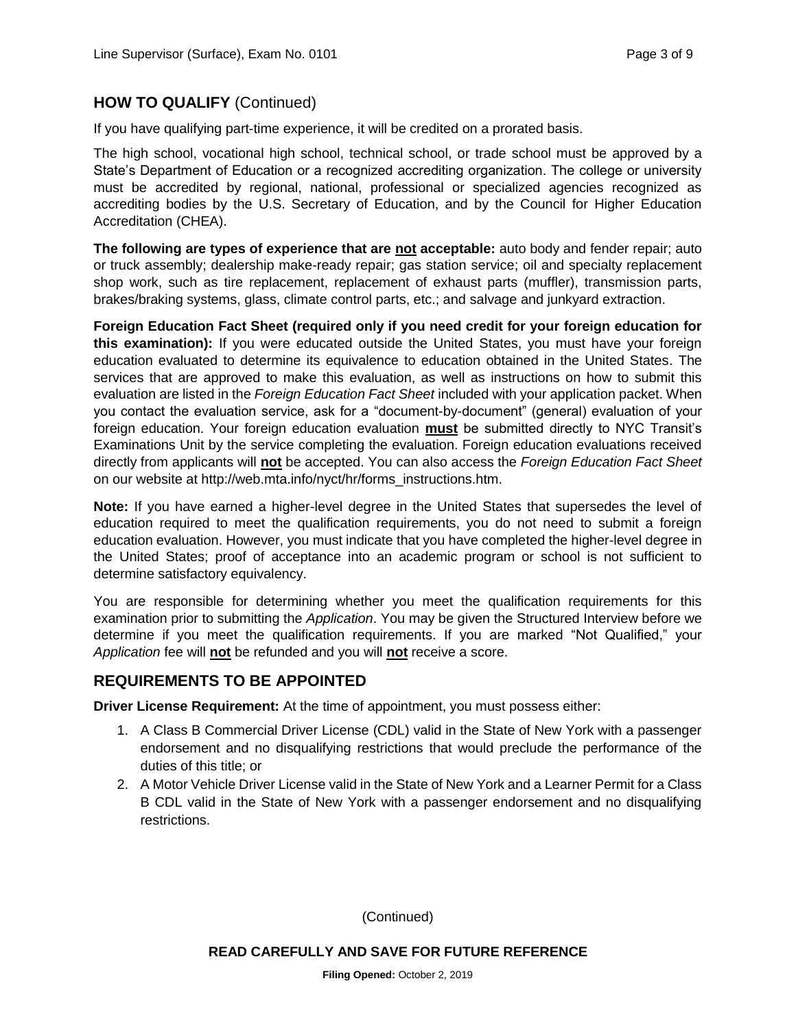## HOW TO QUALIFY (Continued)

If you have qualifying part-time experience, it will be credited on a prorated basis.

The high school, vocational high school, technical school, or trade school must be approved by a State's Department of Education or a recognized accrediting organization. The college or university must be accredited by regional, national, professional or specialized agencies recognized as accrediting bodies by the U.S. Secretary of Education, and by the Council for Higher Education Accreditation (CHEA).

**The following are types of experience that are <u>not</u> acceptable:** auto body and fender repair; auto or truck assembly; dealership make-ready repair; gas station service; oil and specialty replacement shop work, such as tire replacement, replacement of exhaust parts (muffler), transmission parts, brakes/braking systems, glass, climate control parts, etc.; and salvage and junkyard extraction.

**Foreign Education Fact Sheet (required only if you need credit for your foreign education for this examination):** If you were educated outside the United States, you must have your foreign education evaluated to determine its equivalence to education obtained in the United States. The services that are approved to make this evaluation, as well as instructions on how to submit this evaluation are listed in the *Foreign Education Fact Sheet* included with your application packet. When you contact the evaluation service, ask for a "document-by-document" (general) evaluation of your foreign education. Your foreign education evaluation **<u>must</u>** be submitted directly to NYC Transit's Examinations Unit by the service completing the evaluation. Foreign education evaluations received directly from applicants will **<u>not</u>** be accepted. You can also access the *Foreign Education Fact Sheet* on our website at http://web.mta.info/nyct/hr/forms_instructions.htm.

**Note:** If you have earned a higher-level degree in the United States that supersedes the level of education required to meet the qualification requirements, you do not need to submit a foreign education evaluation. However, you must indicate that you have completed the higher-level degree in the United States; proof of acceptance into an academic program or school is not sufficient to determine satisfactory equivalency.

You are responsible for determining whether you meet the qualification requirements for this examination prior to submitting the *Application*. You may be given the Structured Interview before we determine if you meet the qualification requirements. If you are marked "Not Qualified," your *Application* fee will **<u>not</u>** be refunded and you will **<u>not</u>** receive a score.

## REQUIREMENTS TO BE APPOINTED

**Driver License Requirement:** At the time of appointment, you must possess either:

1. A Class B Commercial Driver License (CDL) valid in the State of New York with a passenger endorsement and no disqualifying restrictions that would preclude the performance of the duties of this title; or
2. A Motor Vehicle Driver License valid in the State of New York and a Learner Permit for a Class B CDL valid in the State of New York with a passenger endorsement and no disqualifying restrictions.

(Continued)

**READ CAREFULLY AND SAVE FOR FUTURE REFERENCE**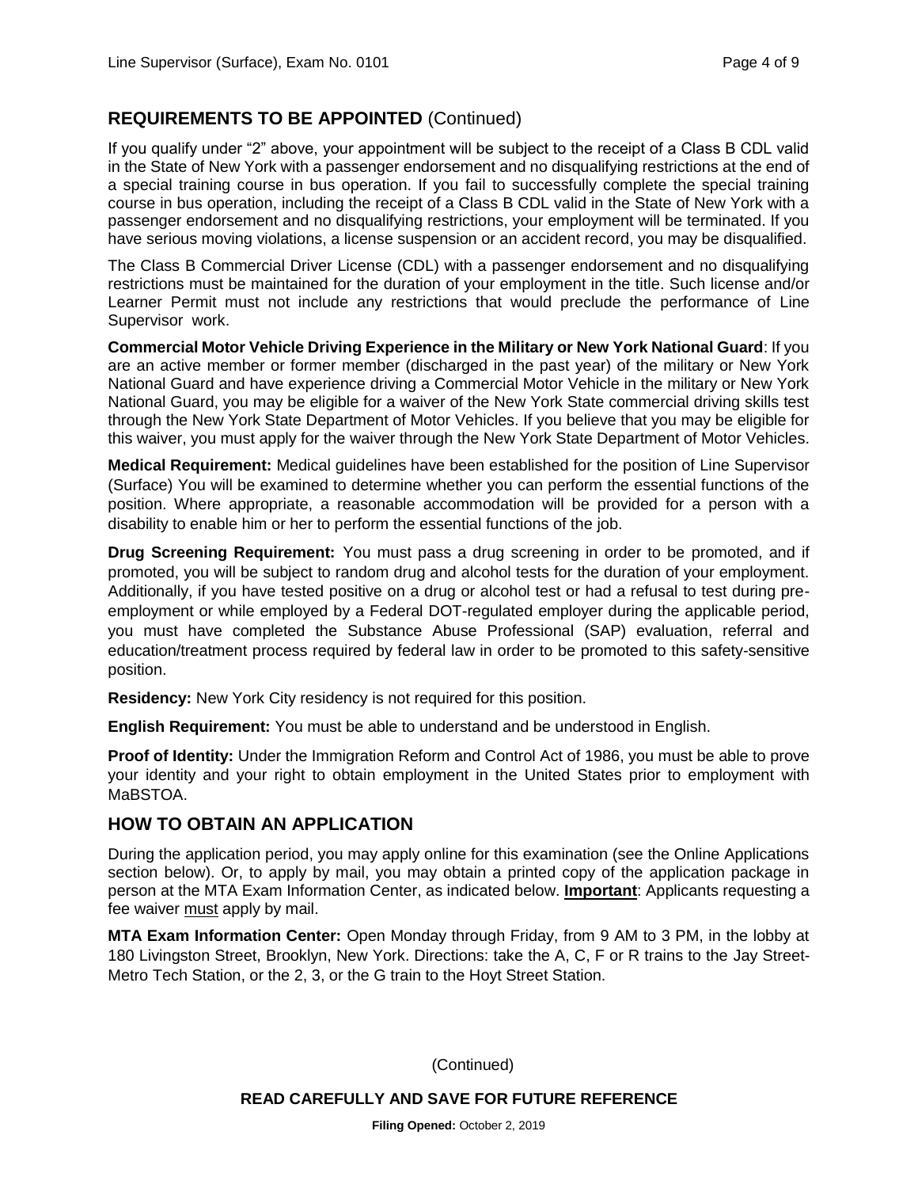## REQUIREMENTS TO BE APPOINTED (Continued)

If you qualify under "2" above, your appointment will be subject to the receipt of a Class B CDL valid in the State of New York with a passenger endorsement and no disqualifying restrictions at the end of a special training course in bus operation. If you fail to successfully complete the special training course in bus operation, including the receipt of a Class B CDL valid in the State of New York with a passenger endorsement and no disqualifying restrictions, your employment will be terminated. If you have serious moving violations, a license suspension or an accident record, you may be disqualified.

The Class B Commercial Driver License (CDL) with a passenger endorsement and no disqualifying restrictions must be maintained for the duration of your employment in the title. Such license and/or Learner Permit must not include any restrictions that would preclude the performance of Line Supervisor work.

**Commercial Motor Vehicle Driving Experience in the Military or New York National Guard**: If you are an active member or former member (discharged in the past year) of the military or New York National Guard and have experience driving a Commercial Motor Vehicle in the military or New York National Guard, you may be eligible for a waiver of the New York State commercial driving skills test through the New York State Department of Motor Vehicles. If you believe that you may be eligible for this waiver, you must apply for the waiver through the New York State Department of Motor Vehicles.

**Medical Requirement:** Medical guidelines have been established for the position of Line Supervisor (Surface) You will be examined to determine whether you can perform the essential functions of the position. Where appropriate, a reasonable accommodation will be provided for a person with a disability to enable him or her to perform the essential functions of the job.

**Drug Screening Requirement:** You must pass a drug screening in order to be promoted, and if promoted, you will be subject to random drug and alcohol tests for the duration of your employment. Additionally, if you have tested positive on a drug or alcohol test or had a refusal to test during pre-employment or while employed by a Federal DOT-regulated employer during the applicable period, you must have completed the Substance Abuse Professional (SAP) evaluation, referral and education/treatment process required by federal law in order to be promoted to this safety-sensitive position.

**Residency:** New York City residency is not required for this position.

**English Requirement:** You must be able to understand and be understood in English.

**Proof of Identity:** Under the Immigration Reform and Control Act of 1986, you must be able to prove your identity and your right to obtain employment in the United States prior to employment with MaBSTOA.

## HOW TO OBTAIN AN APPLICATION

During the application period, you may apply online for this examination (see the Online Applications section below). Or, to apply by mail, you may obtain a printed copy of the application package in person at the MTA Exam Information Center, as indicated below. **Important**: Applicants requesting a fee waiver must apply by mail.

**MTA Exam Information Center:** Open Monday through Friday, from 9 AM to 3 PM, in the lobby at 180 Livingston Street, Brooklyn, New York. Directions: take the A, C, F or R trains to the Jay Street-Metro Tech Station, or the 2, 3, or the G train to the Hoyt Street Station.

(Continued)

**READ CAREFULLY AND SAVE FOR FUTURE REFERENCE**

**Filing Opened:** October 2, 2019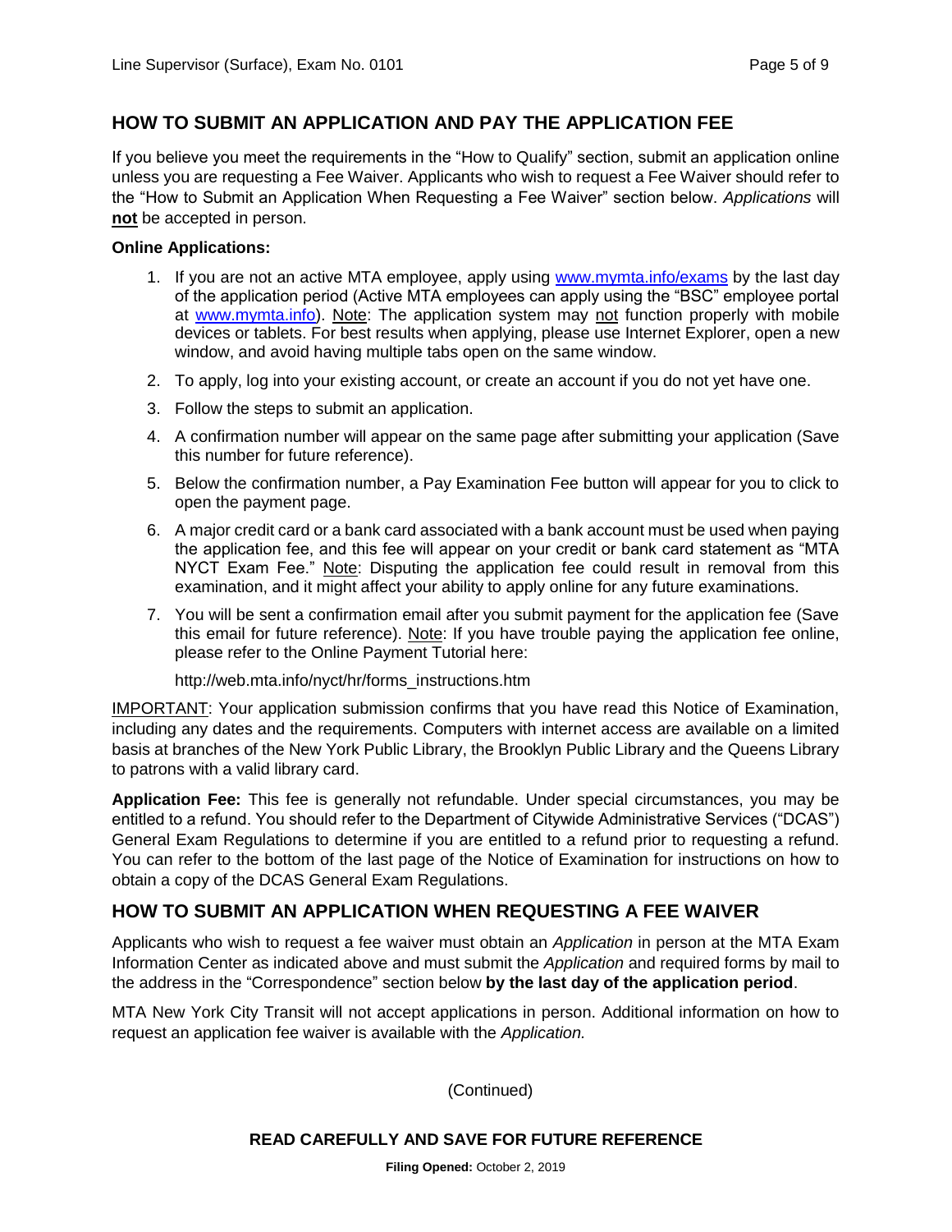## HOW TO SUBMIT AN APPLICATION AND PAY THE APPLICATION FEE

If you believe you meet the requirements in the "How to Qualify" section, submit an application online unless you are requesting a Fee Waiver. Applicants who wish to request a Fee Waiver should refer to the "How to Submit an Application When Requesting a Fee Waiver" section below. *Applications* will **not** be accepted in person.

**Online Applications:**

1. If you are not an active MTA employee, apply using www.mymta.info/exams by the last day of the application period (Active MTA employees can apply using the "BSC" employee portal at www.mymta.info). Note: The application system may not function properly with mobile devices or tablets. For best results when applying, please use Internet Explorer, open a new window, and avoid having multiple tabs open on the same window.
2. To apply, log into your existing account, or create an account if you do not yet have one.
3. Follow the steps to submit an application.
4. A confirmation number will appear on the same page after submitting your application (Save this number for future reference).
5. Below the confirmation number, a Pay Examination Fee button will appear for you to click to open the payment page.
6. A major credit card or a bank card associated with a bank account must be used when paying the application fee, and this fee will appear on your credit or bank card statement as "MTA NYCT Exam Fee." Note: Disputing the application fee could result in removal from this examination, and it might affect your ability to apply online for any future examinations.
7. You will be sent a confirmation email after you submit payment for the application fee (Save this email for future reference). Note: If you have trouble paying the application fee online, please refer to the Online Payment Tutorial here:

   http://web.mta.info/nyct/hr/forms_instructions.htm

IMPORTANT: Your application submission confirms that you have read this Notice of Examination, including any dates and the requirements. Computers with internet access are available on a limited basis at branches of the New York Public Library, the Brooklyn Public Library and the Queens Library to patrons with a valid library card.

**Application Fee:** This fee is generally not refundable. Under special circumstances, you may be entitled to a refund. You should refer to the Department of Citywide Administrative Services ("DCAS") General Exam Regulations to determine if you are entitled to a refund prior to requesting a refund. You can refer to the bottom of the last page of the Notice of Examination for instructions on how to obtain a copy of the DCAS General Exam Regulations.

## HOW TO SUBMIT AN APPLICATION WHEN REQUESTING A FEE WAIVER

Applicants who wish to request a fee waiver must obtain an *Application* in person at the MTA Exam Information Center as indicated above and must submit the *Application* and required forms by mail to the address in the "Correspondence" section below **by the last day of the application period**.

MTA New York City Transit will not accept applications in person. Additional information on how to request an application fee waiver is available with the *Application.*

(Continued)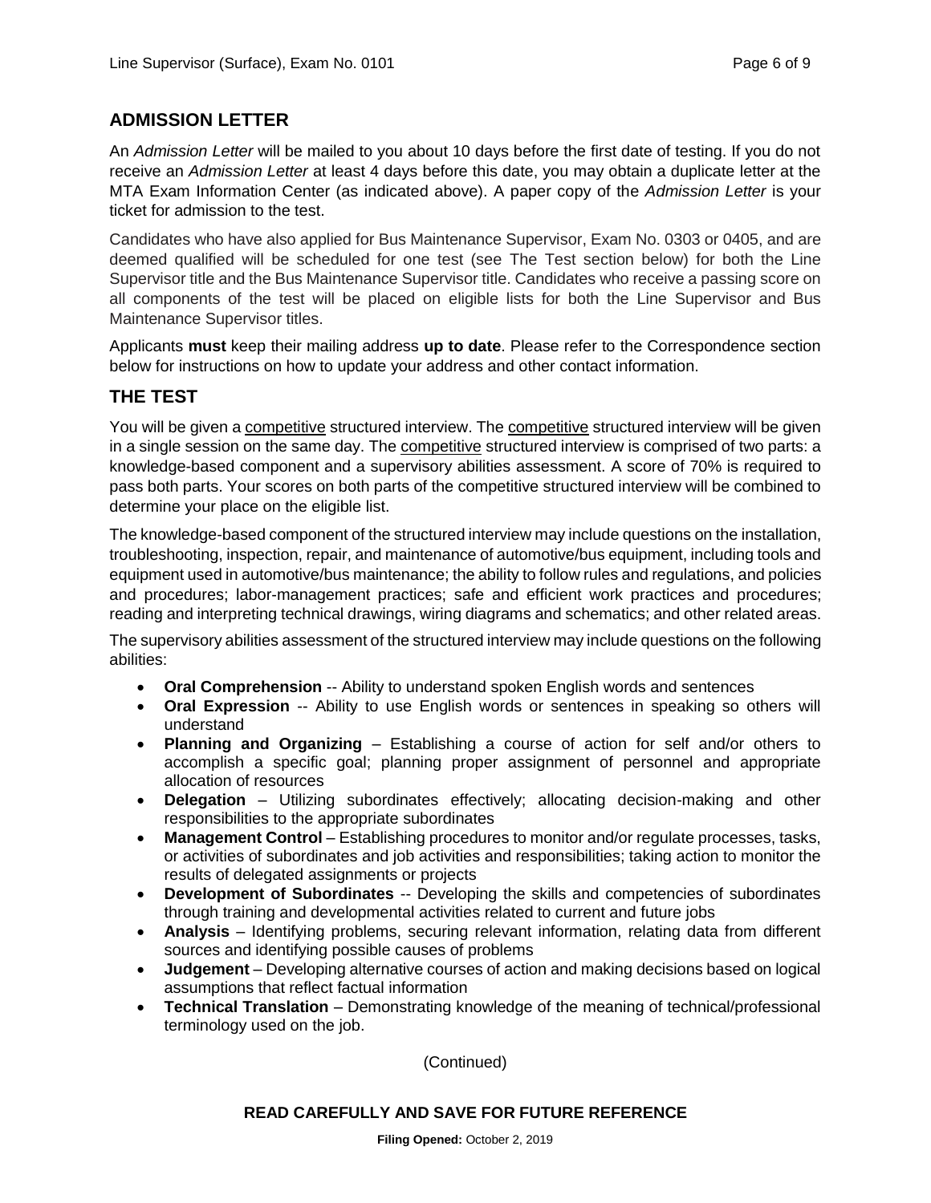## ADMISSION LETTER

An *Admission Letter* will be mailed to you about 10 days before the first date of testing. If you do not receive an *Admission Letter* at least 4 days before this date, you may obtain a duplicate letter at the MTA Exam Information Center (as indicated above). A paper copy of the *Admission Letter* is your ticket for admission to the test.

Candidates who have also applied for Bus Maintenance Supervisor, Exam No. 0303 or 0405, and are deemed qualified will be scheduled for one test (see The Test section below) for both the Line Supervisor title and the Bus Maintenance Supervisor title. Candidates who receive a passing score on all components of the test will be placed on eligible lists for both the Line Supervisor and Bus Maintenance Supervisor titles.

Applicants **must** keep their mailing address **up to date**. Please refer to the Correspondence section below for instructions on how to update your address and other contact information.

## THE TEST

You will be given a competitive structured interview. The competitive structured interview will be given in a single session on the same day. The competitive structured interview is comprised of two parts: a knowledge-based component and a supervisory abilities assessment. A score of 70% is required to pass both parts. Your scores on both parts of the competitive structured interview will be combined to determine your place on the eligible list.

The knowledge-based component of the structured interview may include questions on the installation, troubleshooting, inspection, repair, and maintenance of automotive/bus equipment, including tools and equipment used in automotive/bus maintenance; the ability to follow rules and regulations, and policies and procedures; labor-management practices; safe and efficient work practices and procedures; reading and interpreting technical drawings, wiring diagrams and schematics; and other related areas.

The supervisory abilities assessment of the structured interview may include questions on the following abilities:

- **Oral Comprehension** -- Ability to understand spoken English words and sentences
- **Oral Expression** -- Ability to use English words or sentences in speaking so others will understand
- **Planning and Organizing** – Establishing a course of action for self and/or others to accomplish a specific goal; planning proper assignment of personnel and appropriate allocation of resources
- **Delegation** – Utilizing subordinates effectively; allocating decision-making and other responsibilities to the appropriate subordinates
- **Management Control** – Establishing procedures to monitor and/or regulate processes, tasks, or activities of subordinates and job activities and responsibilities; taking action to monitor the results of delegated assignments or projects
- **Development of Subordinates** -- Developing the skills and competencies of subordinates through training and developmental activities related to current and future jobs
- **Analysis** – Identifying problems, securing relevant information, relating data from different sources and identifying possible causes of problems
- **Judgement** – Developing alternative courses of action and making decisions based on logical assumptions that reflect factual information
- **Technical Translation** – Demonstrating knowledge of the meaning of technical/professional terminology used on the job.

(Continued)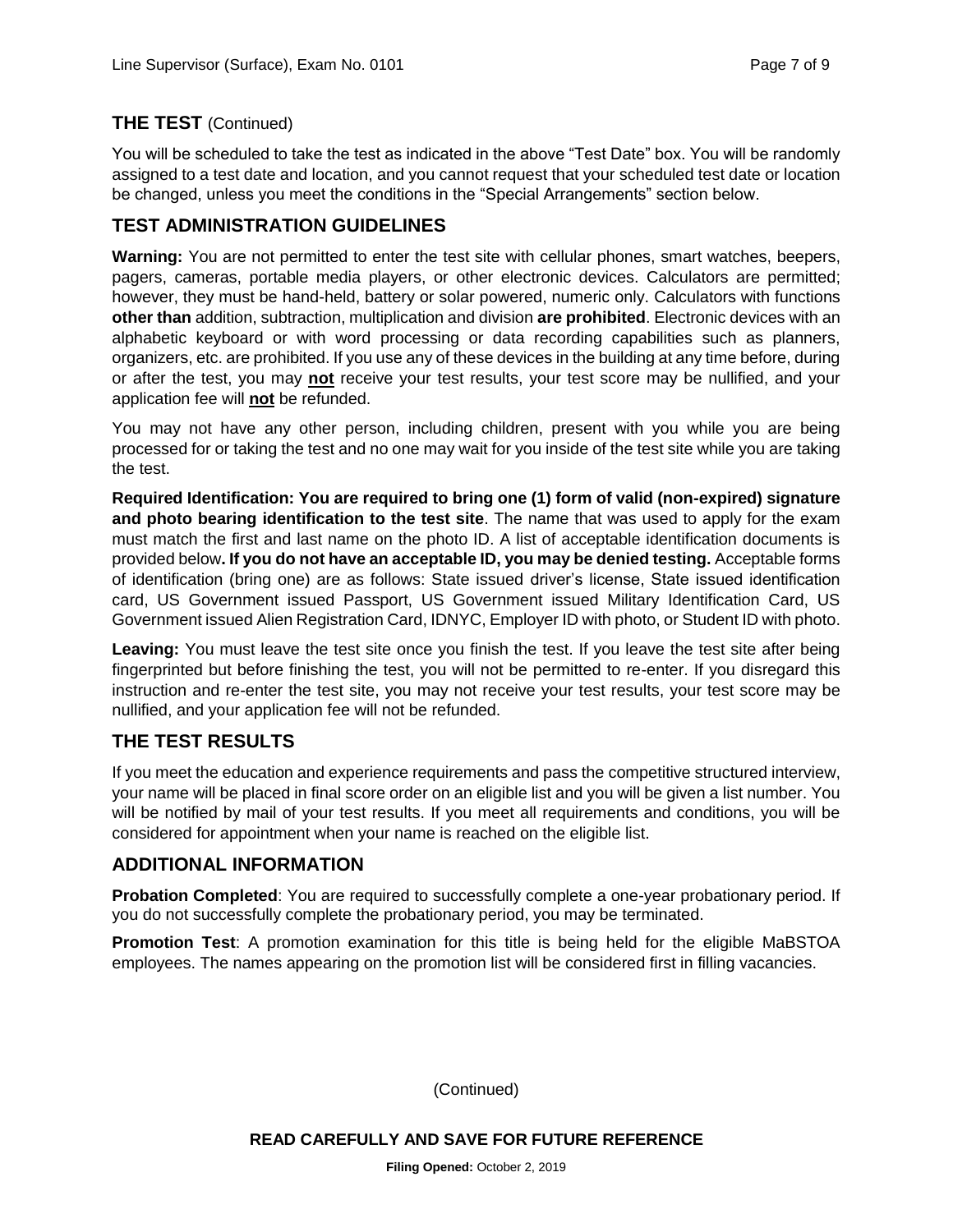## THE TEST (Continued)

You will be scheduled to take the test as indicated in the above "Test Date" box. You will be randomly assigned to a test date and location, and you cannot request that your scheduled test date or location be changed, unless you meet the conditions in the "Special Arrangements" section below.

## TEST ADMINISTRATION GUIDELINES

**Warning:** You are not permitted to enter the test site with cellular phones, smart watches, beepers, pagers, cameras, portable media players, or other electronic devices. Calculators are permitted; however, they must be hand-held, battery or solar powered, numeric only. Calculators with functions **other than** addition, subtraction, multiplication and division **are prohibited**. Electronic devices with an alphabetic keyboard or with word processing or data recording capabilities such as planners, organizers, etc. are prohibited. If you use any of these devices in the building at any time before, during or after the test, you may **not** receive your test results, your test score may be nullified, and your application fee will **not** be refunded.

You may not have any other person, including children, present with you while you are being processed for or taking the test and no one may wait for you inside of the test site while you are taking the test.

**Required Identification: You are required to bring one (1) form of valid (non-expired) signature and photo bearing identification to the test site**. The name that was used to apply for the exam must match the first and last name on the photo ID. A list of acceptable identification documents is provided below**. If you do not have an acceptable ID, you may be denied testing.** Acceptable forms of identification (bring one) are as follows: State issued driver's license, State issued identification card, US Government issued Passport, US Government issued Military Identification Card, US Government issued Alien Registration Card, IDNYC, Employer ID with photo, or Student ID with photo.

**Leaving:** You must leave the test site once you finish the test. If you leave the test site after being fingerprinted but before finishing the test, you will not be permitted to re-enter. If you disregard this instruction and re-enter the test site, you may not receive your test results, your test score may be nullified, and your application fee will not be refunded.

## THE TEST RESULTS

If you meet the education and experience requirements and pass the competitive structured interview, your name will be placed in final score order on an eligible list and you will be given a list number. You will be notified by mail of your test results. If you meet all requirements and conditions, you will be considered for appointment when your name is reached on the eligible list.

## ADDITIONAL INFORMATION

**Probation Completed**: You are required to successfully complete a one-year probationary period. If you do not successfully complete the probationary period, you may be terminated.

**Promotion Test**: A promotion examination for this title is being held for the eligible MaBSTOA employees. The names appearing on the promotion list will be considered first in filling vacancies.

(Continued)

**READ CAREFULLY AND SAVE FOR FUTURE REFERENCE**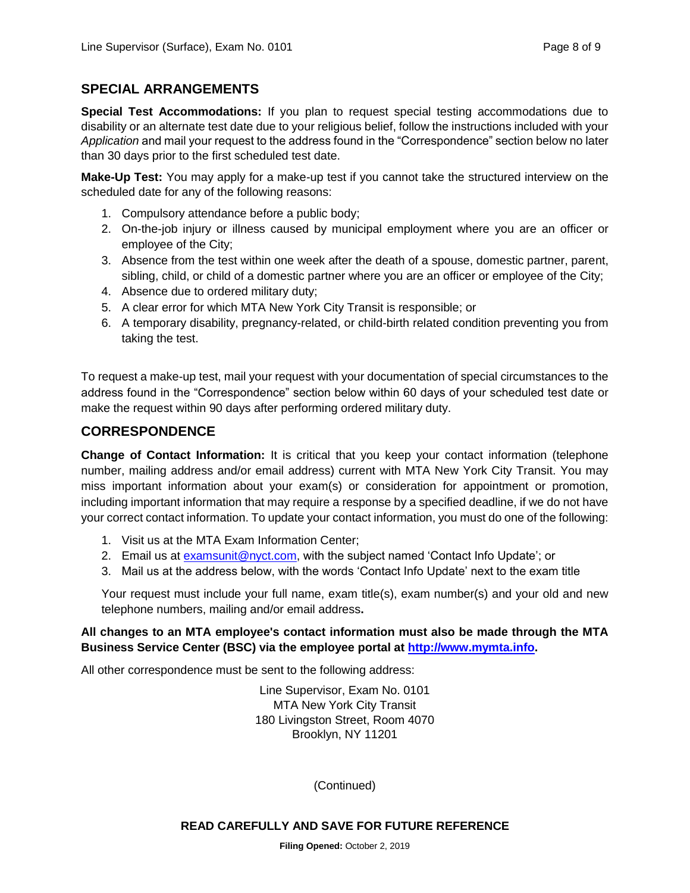## SPECIAL ARRANGEMENTS

**Special Test Accommodations:** If you plan to request special testing accommodations due to disability or an alternate test date due to your religious belief, follow the instructions included with your *Application* and mail your request to the address found in the "Correspondence" section below no later than 30 days prior to the first scheduled test date.

**Make-Up Test:** You may apply for a make-up test if you cannot take the structured interview on the scheduled date for any of the following reasons:

1. Compulsory attendance before a public body;
2. On-the-job injury or illness caused by municipal employment where you are an officer or employee of the City;
3. Absence from the test within one week after the death of a spouse, domestic partner, parent, sibling, child, or child of a domestic partner where you are an officer or employee of the City;
4. Absence due to ordered military duty;
5. A clear error for which MTA New York City Transit is responsible; or
6. A temporary disability, pregnancy-related, or child-birth related condition preventing you from taking the test.

To request a make-up test, mail your request with your documentation of special circumstances to the address found in the "Correspondence" section below within 60 days of your scheduled test date or make the request within 90 days after performing ordered military duty.

## CORRESPONDENCE

**Change of Contact Information:** It is critical that you keep your contact information (telephone number, mailing address and/or email address) current with MTA New York City Transit. You may miss important information about your exam(s) or consideration for appointment or promotion, including important information that may require a response by a specified deadline, if we do not have your correct contact information. To update your contact information, you must do one of the following:

1. Visit us at the MTA Exam Information Center;
2. Email us at examsunit@nyct.com, with the subject named 'Contact Info Update'; or
3. Mail us at the address below, with the words 'Contact Info Update' next to the exam title

Your request must include your full name, exam title(s), exam number(s) and your old and new telephone numbers, mailing and/or email address.

**All changes to an MTA employee's contact information must also be made through the MTA Business Service Center (BSC) via the employee portal at http://www.mymta.info.**

All other correspondence must be sent to the following address:

Line Supervisor, Exam No. 0101
MTA New York City Transit
180 Livingston Street, Room 4070
Brooklyn, NY 11201

(Continued)

**READ CAREFULLY AND SAVE FOR FUTURE REFERENCE**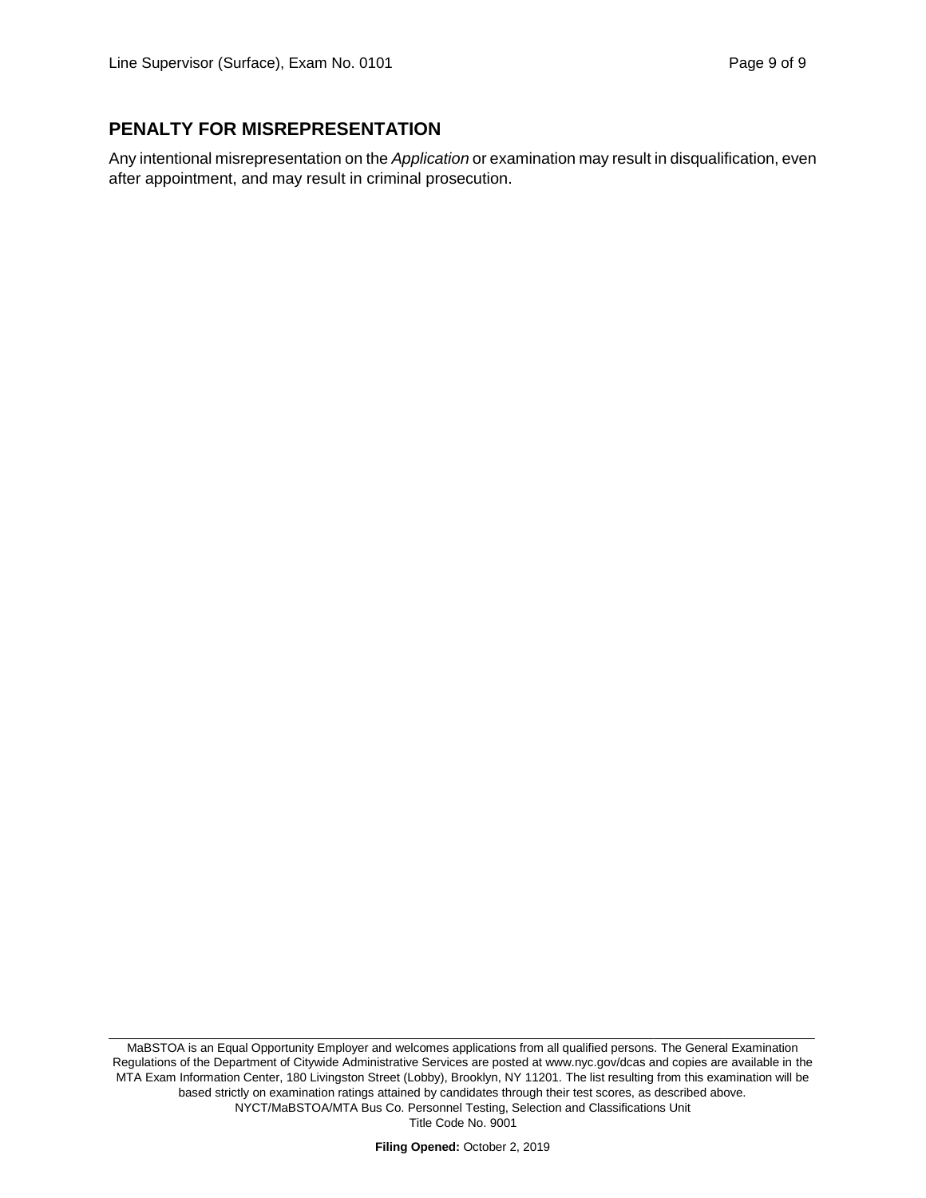## PENALTY FOR MISREPRESENTATION

Any intentional misrepresentation on the *Application* or examination may result in disqualification, even after appointment, and may result in criminal prosecution.

MaBSTOA is an Equal Opportunity Employer and welcomes applications from all qualified persons. The General Examination Regulations of the Department of Citywide Administrative Services are posted at www.nyc.gov/dcas and copies are available in the MTA Exam Information Center, 180 Livingston Street (Lobby), Brooklyn, NY 11201. The list resulting from this examination will be based strictly on examination ratings attained by candidates through their test scores, as described above.
NYCT/MaBSTOA/MTA Bus Co. Personnel Testing, Selection and Classifications Unit
Title Code No. 9001

**Filing Opened:** October 2, 2019